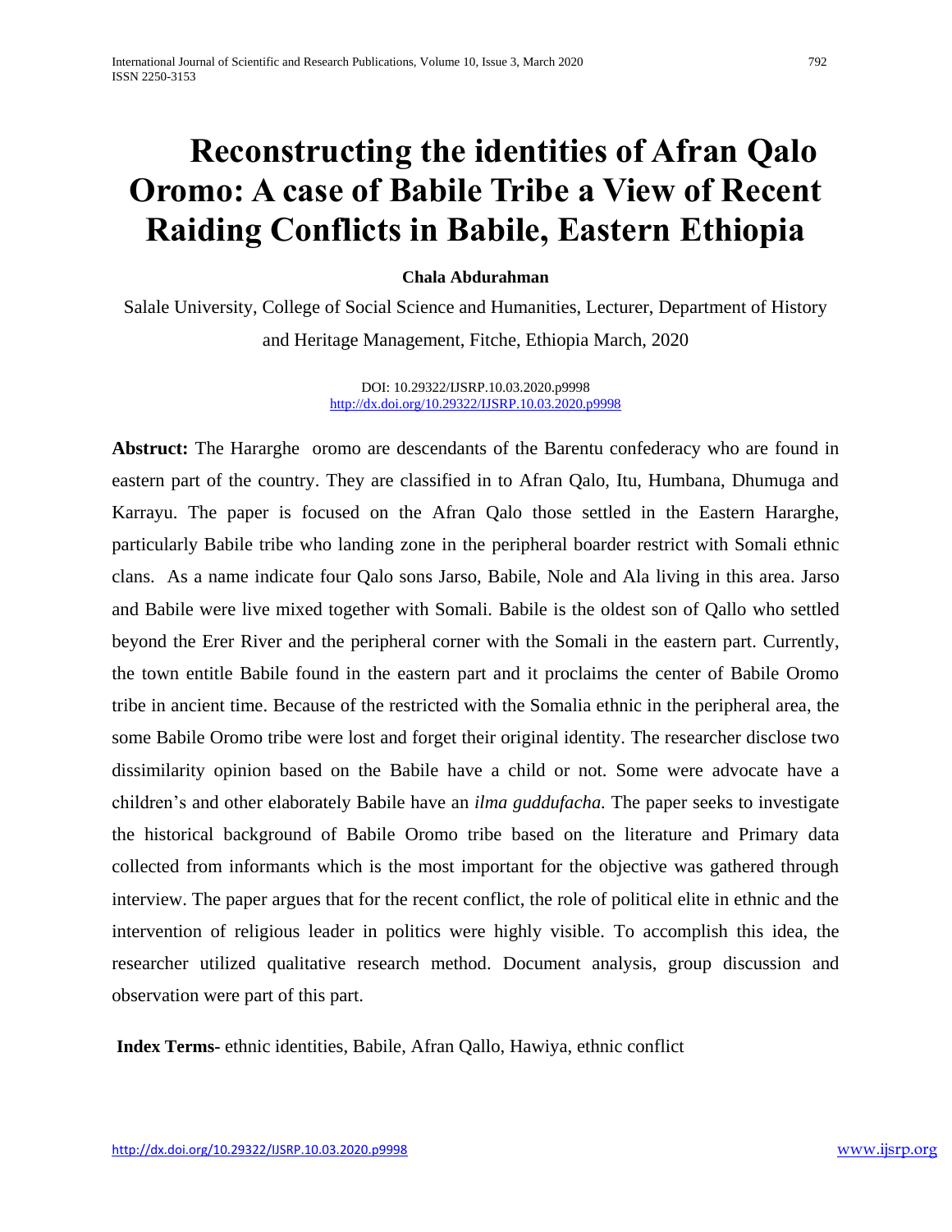# Reconstructing the identities of Afran Qalo Oromo: A case of Babile Tribe a View of Recent Raiding Conflicts in Babile, Eastern Ethiopia

**Chala Abdurahman**

Salale University, College of Social Science and Humanities, Lecturer, Department of History and Heritage Management, Fitche, Ethiopia March, 2020

DOI: 10.29322/IJSRP.10.03.2020.p9998
http://dx.doi.org/10.29322/IJSRP.10.03.2020.p9998

**Abstruct:** The Hararghe oromo are descendants of the Barentu confederacy who are found in eastern part of the country. They are classified in to Afran Qalo, Itu, Humbana, Dhumuga and Karrayu. The paper is focused on the Afran Qalo those settled in the Eastern Hararghe, particularly Babile tribe who landing zone in the peripheral boarder restrict with Somali ethnic clans. As a name indicate four Qalo sons Jarso, Babile, Nole and Ala living in this area. Jarso and Babile were live mixed together with Somali. Babile is the oldest son of Qallo who settled beyond the Erer River and the peripheral corner with the Somali in the eastern part. Currently, the town entitle Babile found in the eastern part and it proclaims the center of Babile Oromo tribe in ancient time. Because of the restricted with the Somalia ethnic in the peripheral area, the some Babile Oromo tribe were lost and forget their original identity. The researcher disclose two dissimilarity opinion based on the Babile have a child or not. Some were advocate have a children's and other elaborately Babile have an *ilma guddufacha.* The paper seeks to investigate the historical background of Babile Oromo tribe based on the literature and Primary data collected from informants which is the most important for the objective was gathered through interview. The paper argues that for the recent conflict, the role of political elite in ethnic and the intervention of religious leader in politics were highly visible. To accomplish this idea, the researcher utilized qualitative research method. Document analysis, group discussion and observation were part of this part.

**Index Terms**- ethnic identities, Babile, Afran Qallo, Hawiya, ethnic conflict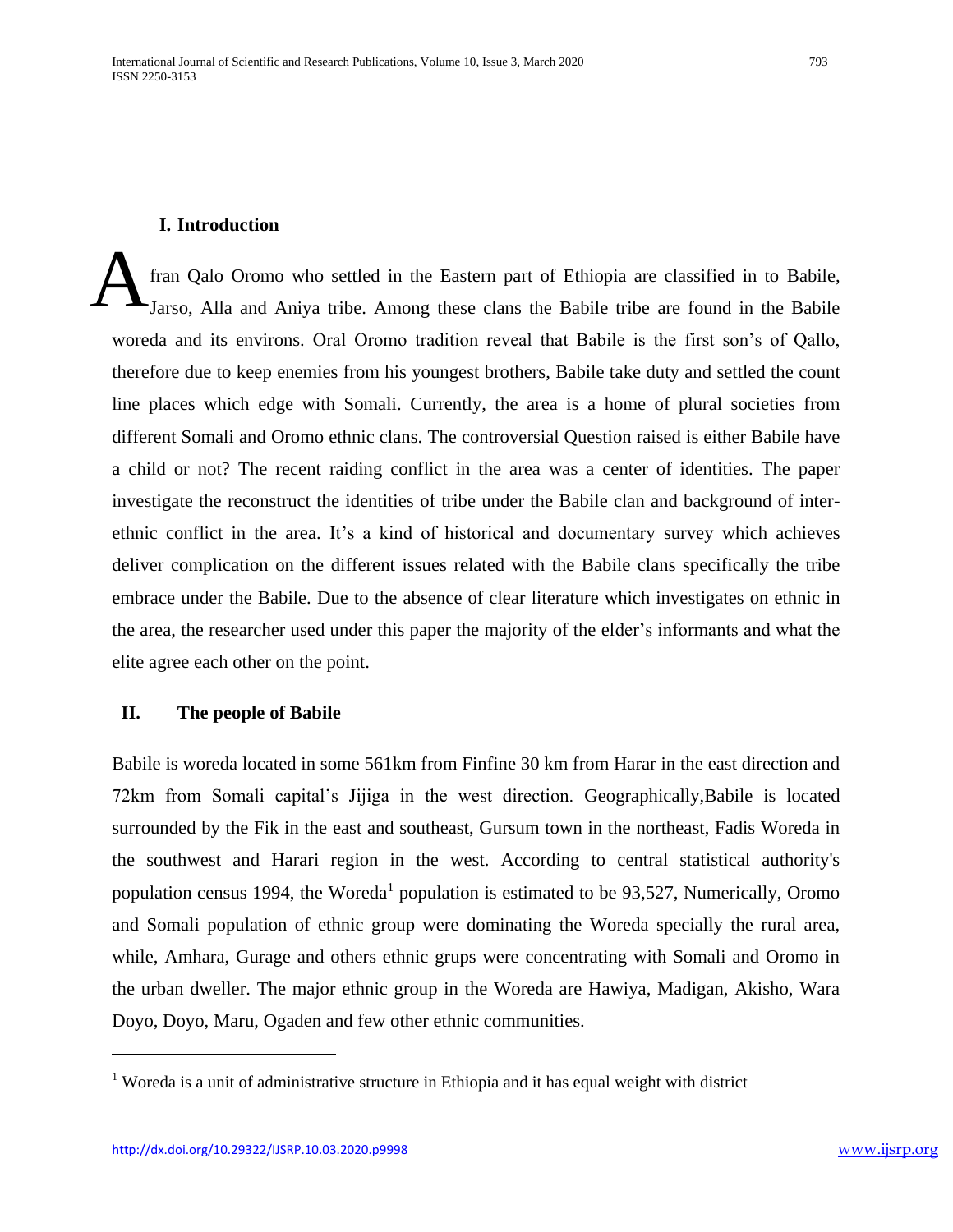## I. Introduction

Afran Qalo Oromo who settled in the Eastern part of Ethiopia are classified in to Babile, Jarso, Alla and Aniya tribe. Among these clans the Babile tribe are found in the Babile woreda and its environs. Oral Oromo tradition reveal that Babile is the first son's of Qallo, therefore due to keep enemies from his youngest brothers, Babile take duty and settled the count line places which edge with Somali. Currently, the area is a home of plural societies from different Somali and Oromo ethnic clans. The controversial Question raised is either Babile have a child or not? The recent raiding conflict in the area was a center of identities. The paper investigate the reconstruct the identities of tribe under the Babile clan and background of inter-ethnic conflict in the area. It's a kind of historical and documentary survey which achieves deliver complication on the different issues related with the Babile clans specifically the tribe embrace under the Babile. Due to the absence of clear literature which investigates on ethnic in the area, the researcher used under this paper the majority of the elder's informants and what the elite agree each other on the point.

## II. The people of Babile

Babile is woreda located in some 561km from Finfine 30 km from Harar in the east direction and 72km from Somali capital's Jijiga in the west direction. Geographically,Babile is located surrounded by the Fik in the east and southeast, Gursum town in the northeast, Fadis Woreda in the southwest and Harari region in the west. According to central statistical authority's population census 1994, the Woreda[1] population is estimated to be 93,527, Numerically, Oromo and Somali population of ethnic group were dominating the Woreda specially the rural area, while, Amhara, Gurage and others ethnic grups were concentrating with Somali and Oromo in the urban dweller. The major ethnic group in the Woreda are Hawiya, Madigan, Akisho, Wara Doyo, Doyo, Maru, Ogaden and few other ethnic communities.

[1] Woreda is a unit of administrative structure in Ethiopia and it has equal weight with district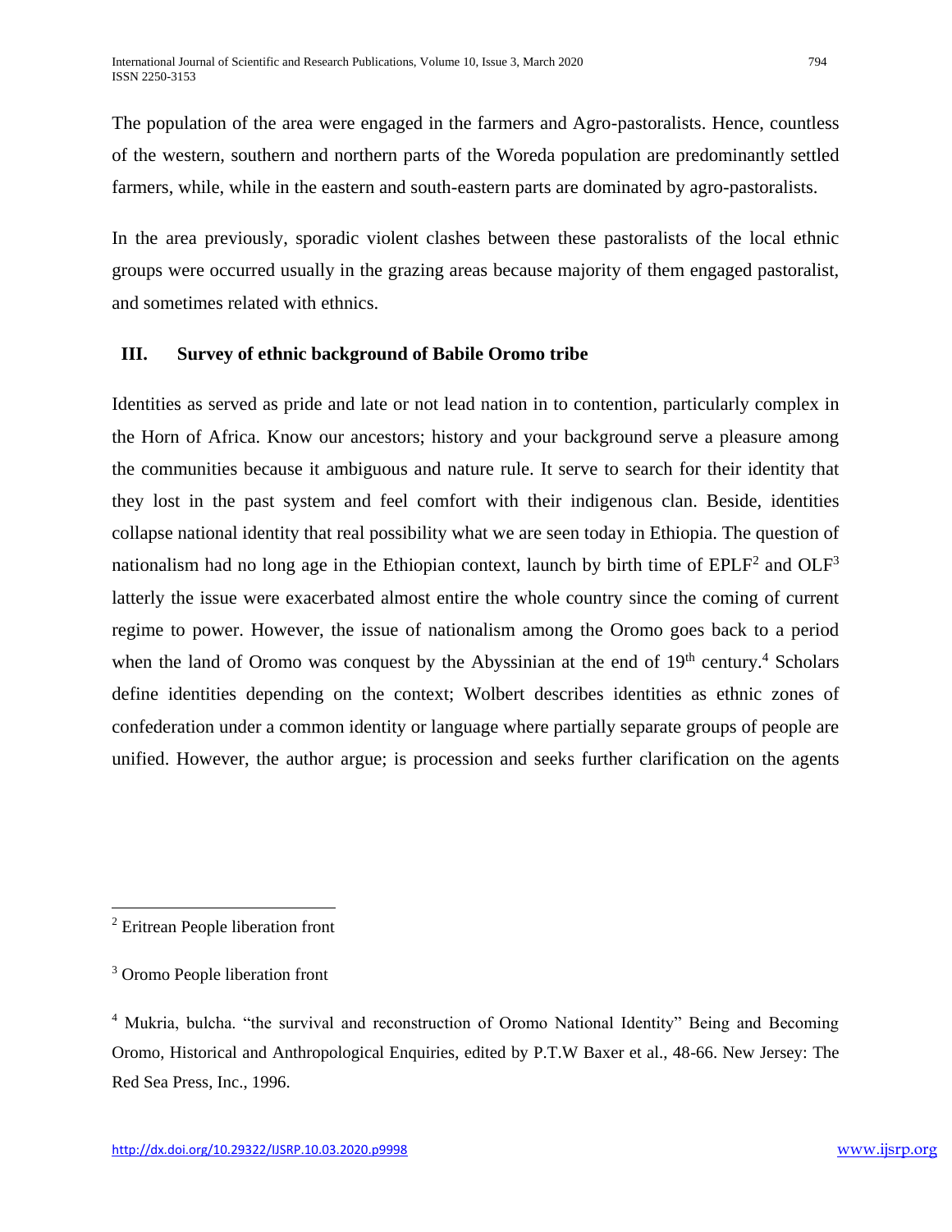The population of the area were engaged in the farmers and Agro-pastoralists. Hence, countless of the western, southern and northern parts of the Woreda population are predominantly settled farmers, while, while in the eastern and south-eastern parts are dominated by agro-pastoralists.

In the area previously, sporadic violent clashes between these pastoralists of the local ethnic groups were occurred usually in the grazing areas because majority of them engaged pastoralist, and sometimes related with ethnics.

## III. Survey of ethnic background of Babile Oromo tribe

Identities as served as pride and late or not lead nation in to contention, particularly complex in the Horn of Africa. Know our ancestors; history and your background serve a pleasure among the communities because it ambiguous and nature rule. It serve to search for their identity that they lost in the past system and feel comfort with their indigenous clan. Beside, identities collapse national identity that real possibility what we are seen today in Ethiopia. The question of nationalism had no long age in the Ethiopian context, launch by birth time of EPLF[2] and OLF[3] latterly the issue were exacerbated almost entire the whole country since the coming of current regime to power. However, the issue of nationalism among the Oromo goes back to a period when the land of Oromo was conquest by the Abyssinian at the end of 19th century.[4] Scholars define identities depending on the context; Wolbert describes identities as ethnic zones of confederation under a common identity or language where partially separate groups of people are unified. However, the author argue; is procession and seeks further clarification on the agents

---

[2] Eritrean People liberation front

[3] Oromo People liberation front

[4] Mukria, bulcha. "the survival and reconstruction of Oromo National Identity" Being and Becoming Oromo, Historical and Anthropological Enquiries, edited by P.T.W Baxer et al., 48-66. New Jersey: The Red Sea Press, Inc., 1996.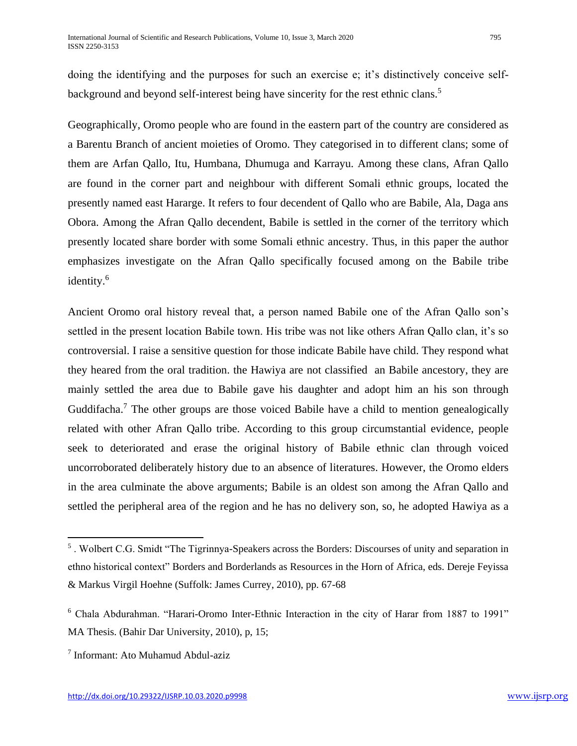doing the identifying and the purposes for such an exercise e; it's distinctively conceive self-background and beyond self-interest being have sincerity for the rest ethnic clans.[5]

Geographically, Oromo people who are found in the eastern part of the country are considered as a Barentu Branch of ancient moieties of Oromo. They categorised in to different clans; some of them are Arfan Qallo, Itu, Humbana, Dhumuga and Karrayu. Among these clans, Afran Qallo are found in the corner part and neighbour with different Somali ethnic groups, located the presently named east Hararge. It refers to four decendent of Qallo who are Babile, Ala, Daga ans Obora. Among the Afran Qallo decendent, Babile is settled in the corner of the territory which presently located share border with some Somali ethnic ancestry. Thus, in this paper the author emphasizes investigate on the Afran Qallo specifically focused among on the Babile tribe identity.[6]

Ancient Oromo oral history reveal that, a person named Babile one of the Afran Qallo son's settled in the present location Babile town. His tribe was not like others Afran Qallo clan, it's so controversial. I raise a sensitive question for those indicate Babile have child. They respond what they heared from the oral tradition. the Hawiya are not classified an Babile ancestory, they are mainly settled the area due to Babile gave his daughter and adopt him an his son through Guddifacha.[7] The other groups are those voiced Babile have a child to mention genealogically related with other Afran Qallo tribe. According to this group circumstantial evidence, people seek to deteriorated and erase the original history of Babile ethnic clan through voiced uncorroborated deliberately history due to an absence of literatures. However, the Oromo elders in the area culminate the above arguments; Babile is an oldest son among the Afran Qallo and settled the peripheral area of the region and he has no delivery son, so, he adopted Hawiya as a

---

[5] . Wolbert C.G. Smidt "The Tigrinnya-Speakers across the Borders: Discourses of unity and separation in ethno historical context" Borders and Borderlands as Resources in the Horn of Africa, eds. Dereje Feyissa & Markus Virgil Hoehne (Suffolk: James Currey, 2010), pp. 67-68

[6] Chala Abdurahman. "Harari-Oromo Inter-Ethnic Interaction in the city of Harar from 1887 to 1991" MA Thesis. (Bahir Dar University, 2010), p, 15;

[7] Informant: Ato Muhamud Abdul-aziz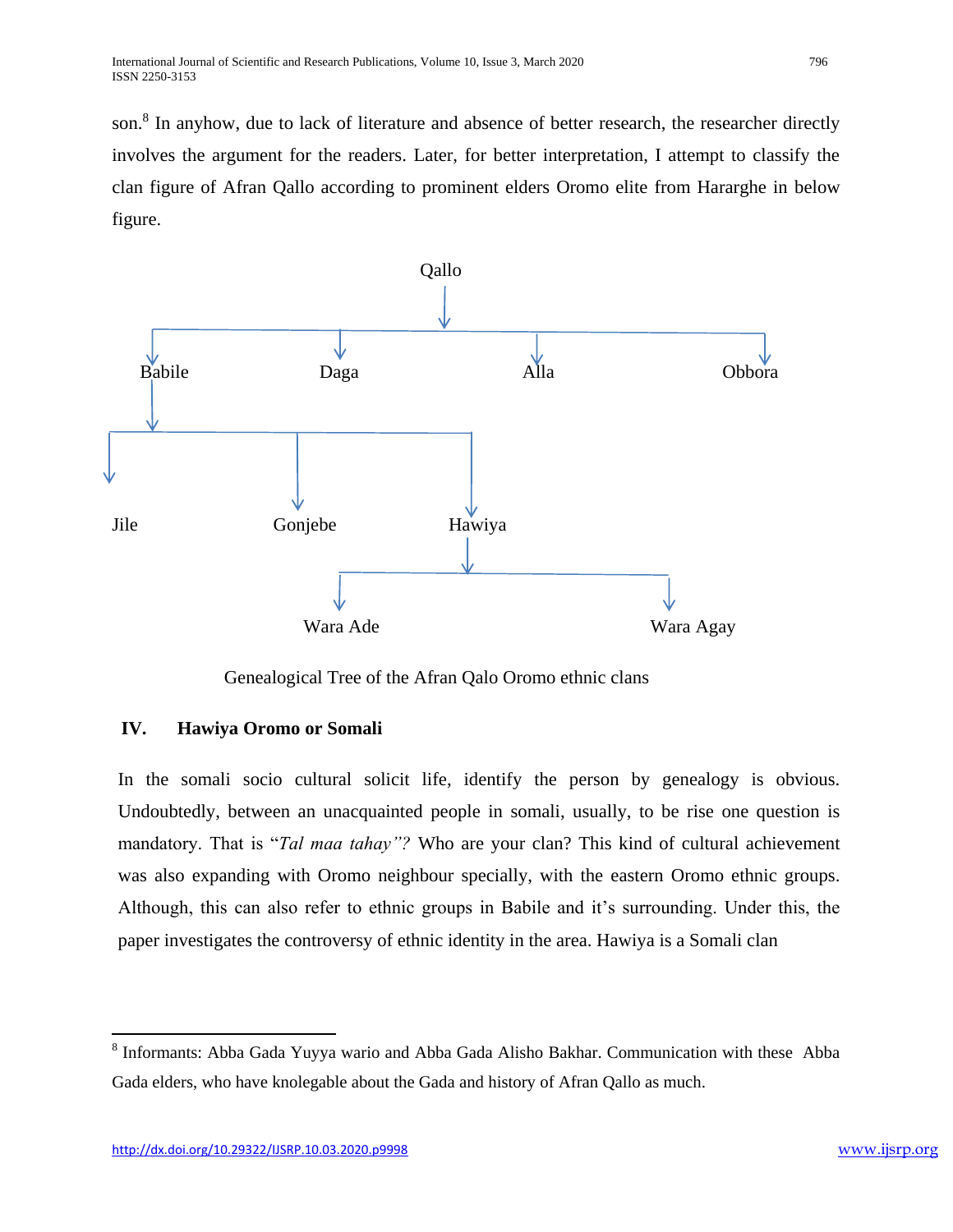son.[8] In anyhow, due to lack of literature and absence of better research, the researcher directly involves the argument for the readers. Later, for better interpretation, I attempt to classify the clan figure of Afran Qallo according to prominent elders Oromo elite from Hararghe in below figure.

- Qallo
  - Babile
    - Jile
    - Gonjebe
    - Hawiya
      - Wara Ade
      - Wara Agay
  - Daga
  - Alla
  - Obbora

Genealogical Tree of the Afran Qalo Oromo ethnic clans

## IV. Hawiya Oromo or Somali

In the somali socio cultural solicit life, identify the person by genealogy is obvious. Undoubtedly, between an unacquainted people in somali, usually, to be rise one question is mandatory. That is "*Tal maa tahay"?* Who are your clan? This kind of cultural achievement was also expanding with Oromo neighbour specially, with the eastern Oromo ethnic groups. Although, this can also refer to ethnic groups in Babile and it's surrounding. Under this, the paper investigates the controversy of ethnic identity in the area. Hawiya is a Somali clan

---

[8] Informants: Abba Gada Yuyya wario and Abba Gada Alisho Bakhar. Communication with these Abba Gada elders, who have knolegable about the Gada and history of Afran Qallo as much.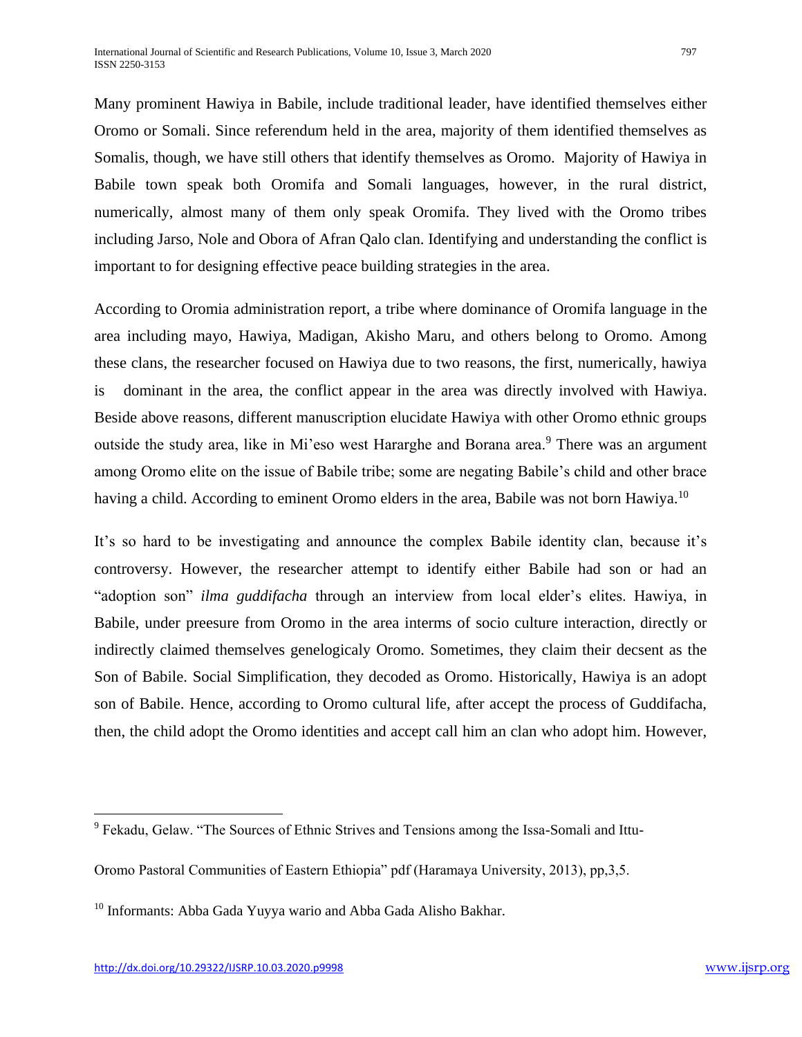Many prominent Hawiya in Babile, include traditional leader, have identified themselves either Oromo or Somali. Since referendum held in the area, majority of them identified themselves as Somalis, though, we have still others that identify themselves as Oromo. Majority of Hawiya in Babile town speak both Oromifa and Somali languages, however, in the rural district, numerically, almost many of them only speak Oromifa. They lived with the Oromo tribes including Jarso, Nole and Obora of Afran Qalo clan. Identifying and understanding the conflict is important to for designing effective peace building strategies in the area.

According to Oromia administration report, a tribe where dominance of Oromifa language in the area including mayo, Hawiya, Madigan, Akisho Maru, and others belong to Oromo. Among these clans, the researcher focused on Hawiya due to two reasons, the first, numerically, hawiya is dominant in the area, the conflict appear in the area was directly involved with Hawiya. Beside above reasons, different manuscription elucidate Hawiya with other Oromo ethnic groups outside the study area, like in Mi'eso west Hararghe and Borana area.[9] There was an argument among Oromo elite on the issue of Babile tribe; some are negating Babile's child and other brace having a child. According to eminent Oromo elders in the area, Babile was not born Hawiya.[10]

It's so hard to be investigating and announce the complex Babile identity clan, because it's controversy. However, the researcher attempt to identify either Babile had son or had an "adoption son" *ilma guddifacha* through an interview from local elder's elites. Hawiya, in Babile, under preesure from Oromo in the area interms of socio culture interaction, directly or indirectly claimed themselves genelogicaly Oromo. Sometimes, they claim their decsent as the Son of Babile. Social Simplification, they decoded as Oromo. Historically, Hawiya is an adopt son of Babile. Hence, according to Oromo cultural life, after accept the process of Guddifacha, then, the child adopt the Oromo identities and accept call him an clan who adopt him. However,

---

[9] Fekadu, Gelaw. "The Sources of Ethnic Strives and Tensions among the Issa-Somali and Ittu-Oromo Pastoral Communities of Eastern Ethiopia" pdf (Haramaya University, 2013), pp,3,5.

[10] Informants: Abba Gada Yuyya wario and Abba Gada Alisho Bakhar.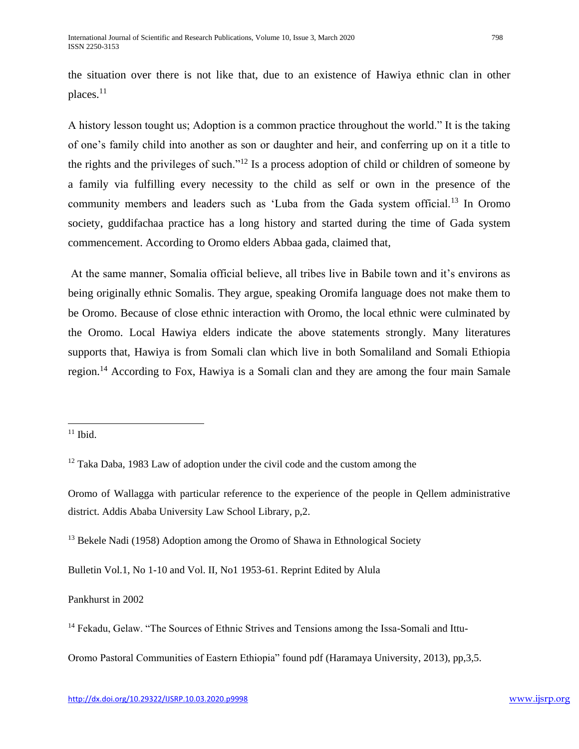the situation over there is not like that, due to an existence of Hawiya ethnic clan in other places.[11]

A history lesson tought us; Adoption is a common practice throughout the world." It is the taking of one's family child into another as son or daughter and heir, and conferring up on it a title to the rights and the privileges of such."[12] Is a process adoption of child or children of someone by a family via fulfilling every necessity to the child as self or own in the presence of the community members and leaders such as 'Luba from the Gada system official.[13] In Oromo society, guddifachaa practice has a long history and started during the time of Gada system commencement. According to Oromo elders Abbaa gada, claimed that,

At the same manner, Somalia official believe, all tribes live in Babile town and it's environs as being originally ethnic Somalis. They argue, speaking Oromifa language does not make them to be Oromo. Because of close ethnic interaction with Oromo, the local ethnic were culminated by the Oromo. Local Hawiya elders indicate the above statements strongly. Many literatures supports that, Hawiya is from Somali clan which live in both Somaliland and Somali Ethiopia region.[14] According to Fox, Hawiya is a Somali clan and they are among the four main Samale

---

[11] Ibid.

[12] Taka Daba, 1983 Law of adoption under the civil code and the custom among the Oromo of Wallagga with particular reference to the experience of the people in Qellem administrative district. Addis Ababa University Law School Library, p,2.

[13] Bekele Nadi (1958) Adoption among the Oromo of Shawa in Ethnological Society Bulletin Vol.1, No 1-10 and Vol. II, No1 1953-61. Reprint Edited by Alula Pankhurst in 2002

[14] Fekadu, Gelaw. "The Sources of Ethnic Strives and Tensions among the Issa-Somali and Ittu-Oromo Pastoral Communities of Eastern Ethiopia" found pdf (Haramaya University, 2013), pp,3,5.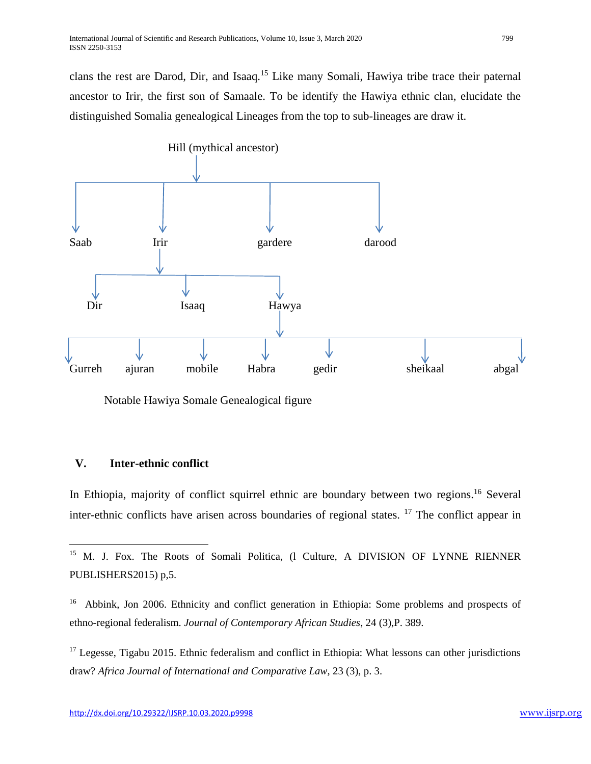clans the rest are Darod, Dir, and Isaaq.[15] Like many Somali, Hawiya tribe trace their paternal ancestor to Irir, the first son of Samaale. To be identify the Hawiya ethnic clan, elucidate the distinguished Somalia genealogical Lineages from the top to sub-lineages are draw it.

Hill (mythical ancestor)

Saab Irir gardere darood

Dir Isaaq Hawya

Gurreh ajuran mobile Habra gedir sheikaal abgal

Notable Hawiya Somale Genealogical figure

## V. Inter-ethnic conflict

In Ethiopia, majority of conflict squirrel ethnic are boundary between two regions.[16] Several inter-ethnic conflicts have arisen across boundaries of regional states. [17] The conflict appear in

---

[15] M. J. Fox. The Roots of Somali Politica, (l Culture, A DIVISION OF LYNNE RIENNER PUBLISHERS2015) p,5.

[16] Abbink, Jon 2006. Ethnicity and conflict generation in Ethiopia: Some problems and prospects of ethno-regional federalism. *Journal of Contemporary African Studies*, 24 (3),P. 389.

[17] Legesse, Tigabu 2015. Ethnic federalism and conflict in Ethiopia: What lessons can other jurisdictions draw? *Africa Journal of International and Comparative Law*, 23 (3), p. 3.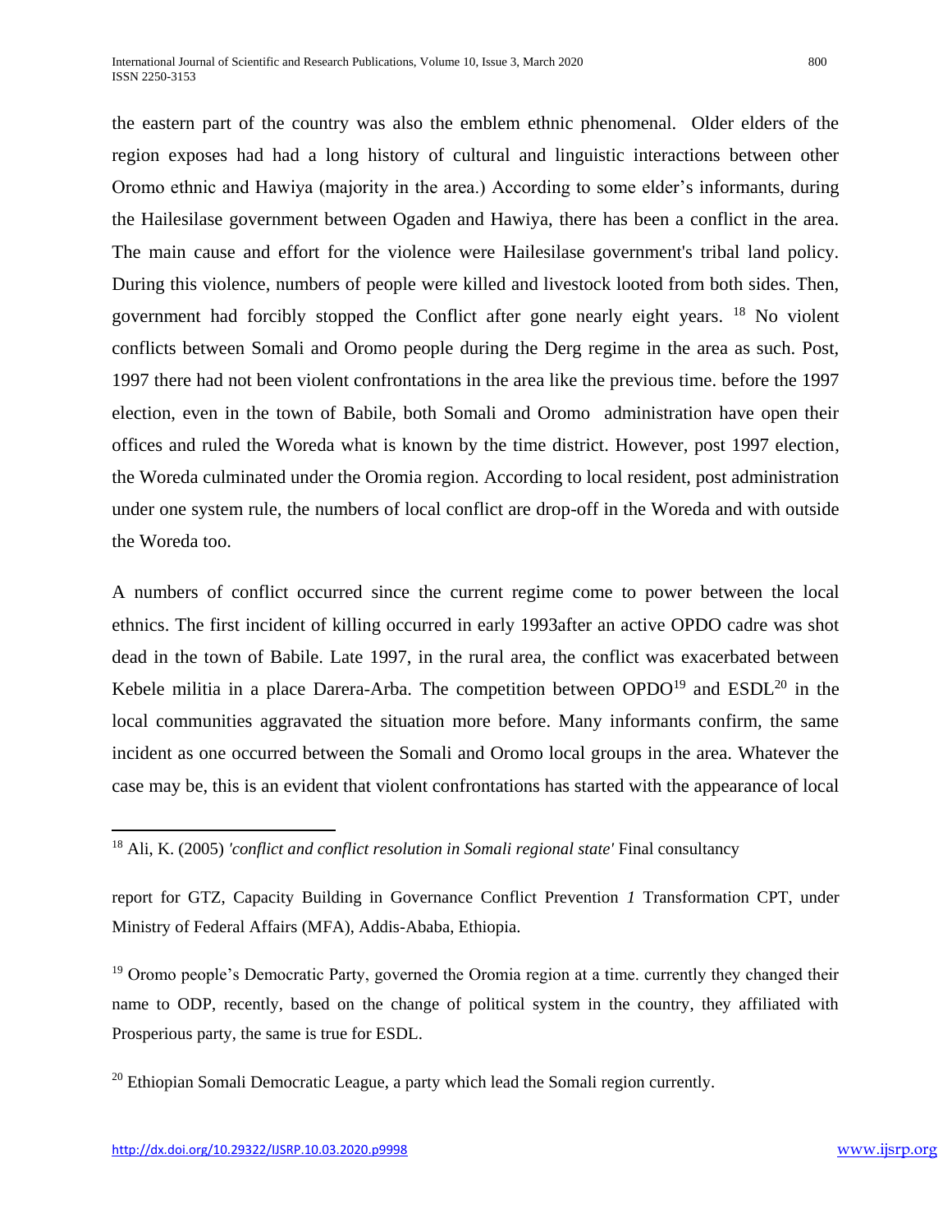the eastern part of the country was also the emblem ethnic phenomenal. Older elders of the region exposes had had a long history of cultural and linguistic interactions between other Oromo ethnic and Hawiya (majority in the area.) According to some elder's informants, during the Hailesilase government between Ogaden and Hawiya, there has been a conflict in the area. The main cause and effort for the violence were Hailesilase government's tribal land policy. During this violence, numbers of people were killed and livestock looted from both sides. Then, government had forcibly stopped the Conflict after gone nearly eight years. [18] No violent conflicts between Somali and Oromo people during the Derg regime in the area as such. Post, 1997 there had not been violent confrontations in the area like the previous time. before the 1997 election, even in the town of Babile, both Somali and Oromo administration have open their offices and ruled the Woreda what is known by the time district. However, post 1997 election, the Woreda culminated under the Oromia region. According to local resident, post administration under one system rule, the numbers of local conflict are drop-off in the Woreda and with outside the Woreda too.

A numbers of conflict occurred since the current regime come to power between the local ethnics. The first incident of killing occurred in early 1993after an active OPDO cadre was shot dead in the town of Babile. Late 1997, in the rural area, the conflict was exacerbated between Kebele militia in a place Darera-Arba. The competition between OPDO[19] and ESDL[20] in the local communities aggravated the situation more before. Many informants confirm, the same incident as one occurred between the Somali and Oromo local groups in the area. Whatever the case may be, this is an evident that violent confrontations has started with the appearance of local

---

[18] Ali, K. (2005) *'conflict and conflict resolution in Somali regional state'* Final consultancy report for GTZ, Capacity Building in Governance Conflict Prevention *1* Transformation CPT, under Ministry of Federal Affairs (MFA), Addis-Ababa, Ethiopia.

[19] Oromo people's Democratic Party, governed the Oromia region at a time. currently they changed their name to ODP, recently, based on the change of political system in the country, they affiliated with Prosperious party, the same is true for ESDL.

[20] Ethiopian Somali Democratic League, a party which lead the Somali region currently.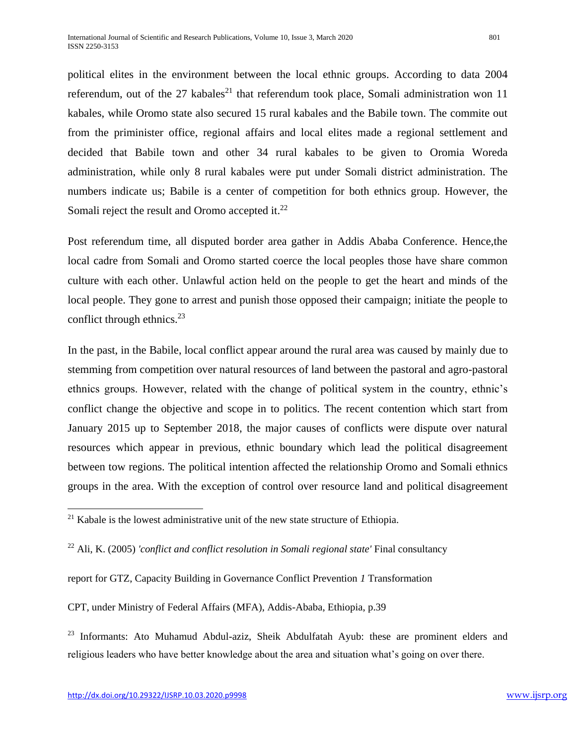political elites in the environment between the local ethnic groups. According to data 2004 referendum, out of the 27 kabales[21] that referendum took place, Somali administration won 11 kabales, while Oromo state also secured 15 rural kabales and the Babile town. The commite out from the priminister office, regional affairs and local elites made a regional settlement and decided that Babile town and other 34 rural kabales to be given to Oromia Woreda administration, while only 8 rural kabales were put under Somali district administration. The numbers indicate us; Babile is a center of competition for both ethnics group. However, the Somali reject the result and Oromo accepted it.[22]

Post referendum time, all disputed border area gather in Addis Ababa Conference. Hence,the local cadre from Somali and Oromo started coerce the local peoples those have share common culture with each other. Unlawful action held on the people to get the heart and minds of the local people. They gone to arrest and punish those opposed their campaign; initiate the people to conflict through ethnics.[23]

In the past, in the Babile, local conflict appear around the rural area was caused by mainly due to stemming from competition over natural resources of land between the pastoral and agro-pastoral ethnics groups. However, related with the change of political system in the country, ethnic's conflict change the objective and scope in to politics. The recent contention which start from January 2015 up to September 2018, the major causes of conflicts were dispute over natural resources which appear in previous, ethnic boundary which lead the political disagreement between tow regions. The political intention affected the relationship Oromo and Somali ethnics groups in the area. With the exception of control over resource land and political disagreement

---

[21] Kabale is the lowest administrative unit of the new state structure of Ethiopia.

[22] Ali, K. (2005) *'conflict and conflict resolution in Somali regional state'* Final consultancy report for GTZ, Capacity Building in Governance Conflict Prevention *1* Transformation CPT, under Ministry of Federal Affairs (MFA), Addis-Ababa, Ethiopia, p.39

[23] Informants: Ato Muhamud Abdul-aziz, Sheik Abdulfatah Ayub: these are prominent elders and religious leaders who have better knowledge about the area and situation what's going on over there.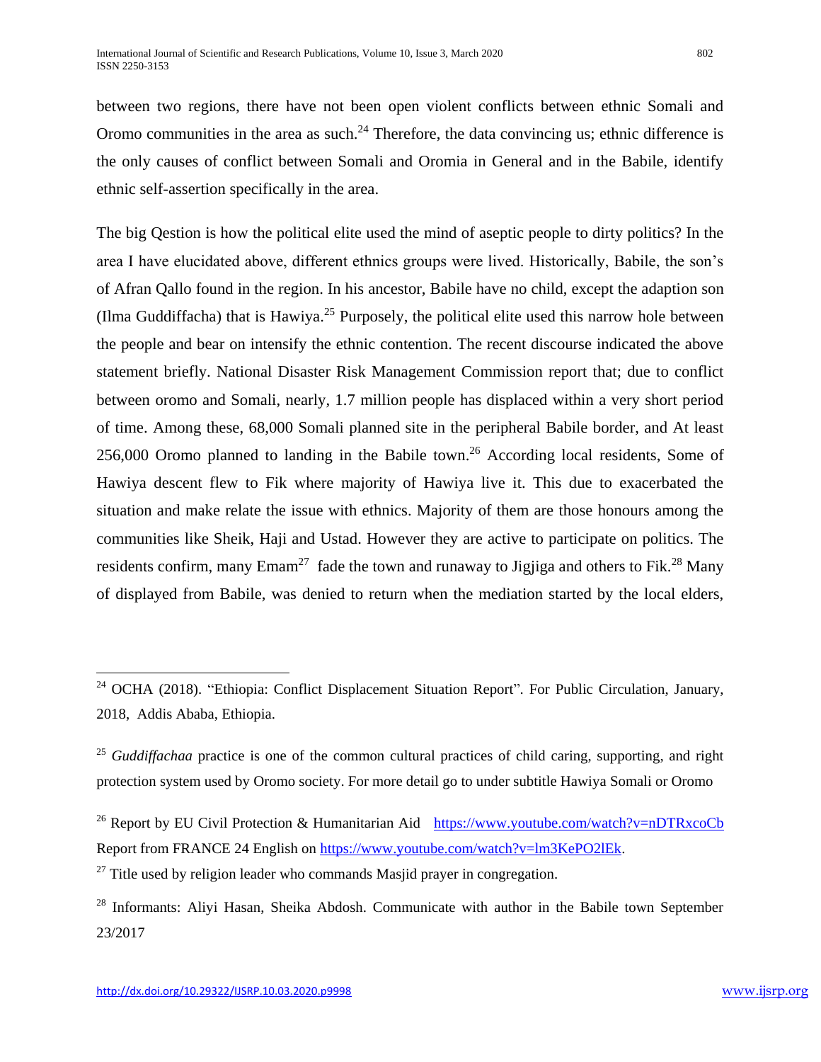between two regions, there have not been open violent conflicts between ethnic Somali and Oromo communities in the area as such.[24] Therefore, the data convincing us; ethnic difference is the only causes of conflict between Somali and Oromia in General and in the Babile, identify ethnic self-assertion specifically in the area.

The big Qestion is how the political elite used the mind of aseptic people to dirty politics? In the area I have elucidated above, different ethnics groups were lived. Historically, Babile, the son's of Afran Qallo found in the region. In his ancestor, Babile have no child, except the adaption son (Ilma Guddiffacha) that is Hawiya.[25] Purposely, the political elite used this narrow hole between the people and bear on intensify the ethnic contention. The recent discourse indicated the above statement briefly. National Disaster Risk Management Commission report that; due to conflict between oromo and Somali, nearly, 1.7 million people has displaced within a very short period of time. Among these, 68,000 Somali planned site in the peripheral Babile border, and At least 256,000 Oromo planned to landing in the Babile town.[26] According local residents, Some of Hawiya descent flew to Fik where majority of Hawiya live it. This due to exacerbated the situation and make relate the issue with ethnics. Majority of them are those honours among the communities like Sheik, Haji and Ustad. However they are active to participate on politics. The residents confirm, many Emam[27] fade the town and runaway to Jigjiga and others to Fik.[28] Many of displayed from Babile, was denied to return when the mediation started by the local elders,

---

[24] OCHA (2018). "Ethiopia: Conflict Displacement Situation Report". For Public Circulation, January, 2018, Addis Ababa, Ethiopia.

[25] *Guddiffachaa* practice is one of the common cultural practices of child caring, supporting, and right protection system used by Oromo society. For more detail go to under subtitle Hawiya Somali or Oromo

[26] Report by EU Civil Protection & Humanitarian Aid https://www.youtube.com/watch?v=nDTRxcoCb Report from FRANCE 24 English on https://www.youtube.com/watch?v=lm3KePO2lEk.

[27] Title used by religion leader who commands Masjid prayer in congregation.

[28] Informants: Aliyi Hasan, Sheika Abdosh. Communicate with author in the Babile town September 23/2017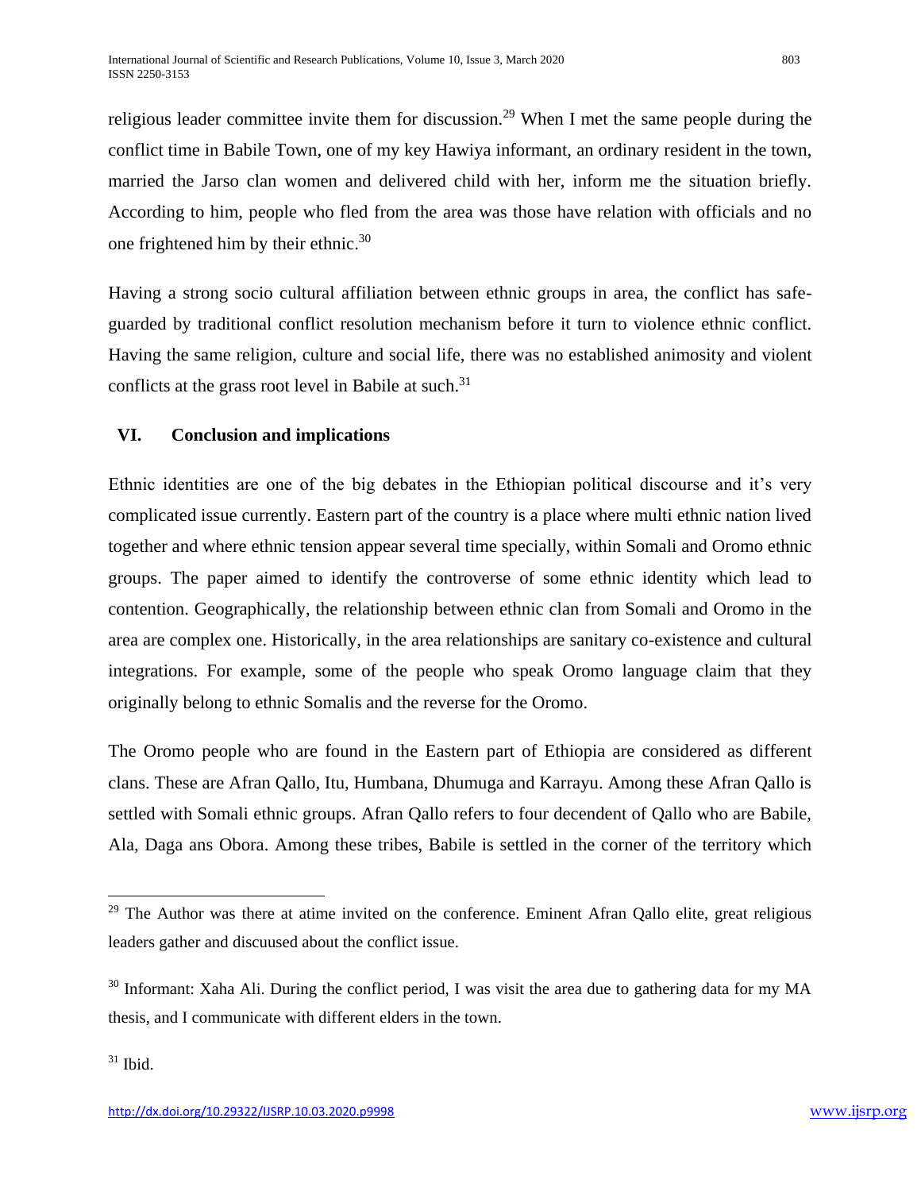religious leader committee invite them for discussion.[29] When I met the same people during the conflict time in Babile Town, one of my key Hawiya informant, an ordinary resident in the town, married the Jarso clan women and delivered child with her, inform me the situation briefly. According to him, people who fled from the area was those have relation with officials and no one frightened him by their ethnic.[30]

Having a strong socio cultural affiliation between ethnic groups in area, the conflict has safe-guarded by traditional conflict resolution mechanism before it turn to violence ethnic conflict. Having the same religion, culture and social life, there was no established animosity and violent conflicts at the grass root level in Babile at such.[31]

## VI. Conclusion and implications

Ethnic identities are one of the big debates in the Ethiopian political discourse and it's very complicated issue currently. Eastern part of the country is a place where multi ethnic nation lived together and where ethnic tension appear several time specially, within Somali and Oromo ethnic groups. The paper aimed to identify the controverse of some ethnic identity which lead to contention. Geographically, the relationship between ethnic clan from Somali and Oromo in the area are complex one. Historically, in the area relationships are sanitary co-existence and cultural integrations. For example, some of the people who speak Oromo language claim that they originally belong to ethnic Somalis and the reverse for the Oromo.

The Oromo people who are found in the Eastern part of Ethiopia are considered as different clans. These are Afran Qallo, Itu, Humbana, Dhumuga and Karrayu. Among these Afran Qallo is settled with Somali ethnic groups. Afran Qallo refers to four decendent of Qallo who are Babile, Ala, Daga ans Obora. Among these tribes, Babile is settled in the corner of the territory which

---

[29] The Author was there at atime invited on the conference. Eminent Afran Qallo elite, great religious leaders gather and discuused about the conflict issue.

[30] Informant: Xaha Ali. During the conflict period, I was visit the area due to gathering data for my MA thesis, and I communicate with different elders in the town.

[31] Ibid.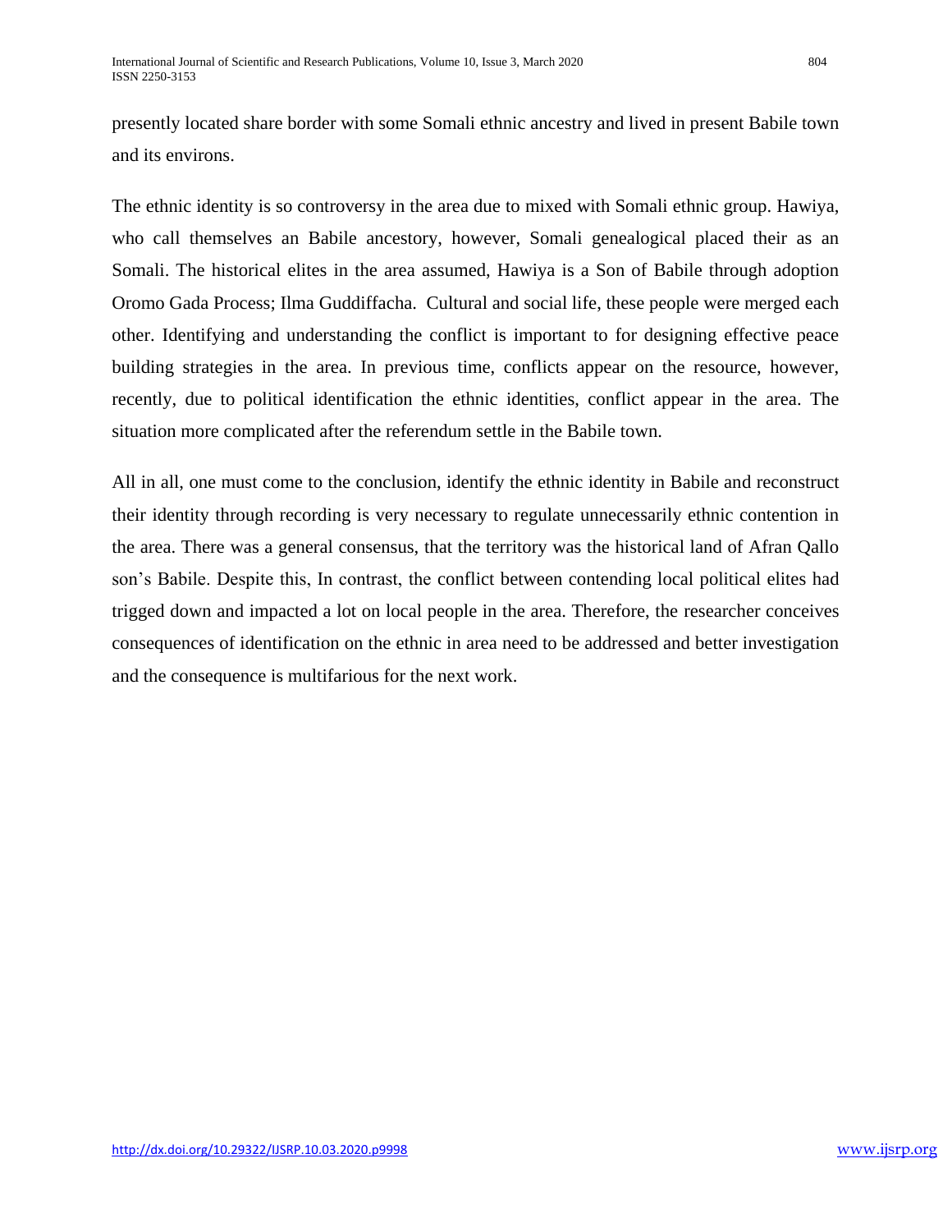presently located share border with some Somali ethnic ancestry and lived in present Babile town and its environs.

The ethnic identity is so controversy in the area due to mixed with Somali ethnic group. Hawiya, who call themselves an Babile ancestory, however, Somali genealogical placed their as an Somali. The historical elites in the area assumed, Hawiya is a Son of Babile through adoption Oromo Gada Process; Ilma Guddiffacha. Cultural and social life, these people were merged each other. Identifying and understanding the conflict is important to for designing effective peace building strategies in the area. In previous time, conflicts appear on the resource, however, recently, due to political identification the ethnic identities, conflict appear in the area. The situation more complicated after the referendum settle in the Babile town.

All in all, one must come to the conclusion, identify the ethnic identity in Babile and reconstruct their identity through recording is very necessary to regulate unnecessarily ethnic contention in the area. There was a general consensus, that the territory was the historical land of Afran Qallo son's Babile. Despite this, In contrast, the conflict between contending local political elites had trigged down and impacted a lot on local people in the area. Therefore, the researcher conceives consequences of identification on the ethnic in area need to be addressed and better investigation and the consequence is multifarious for the next work.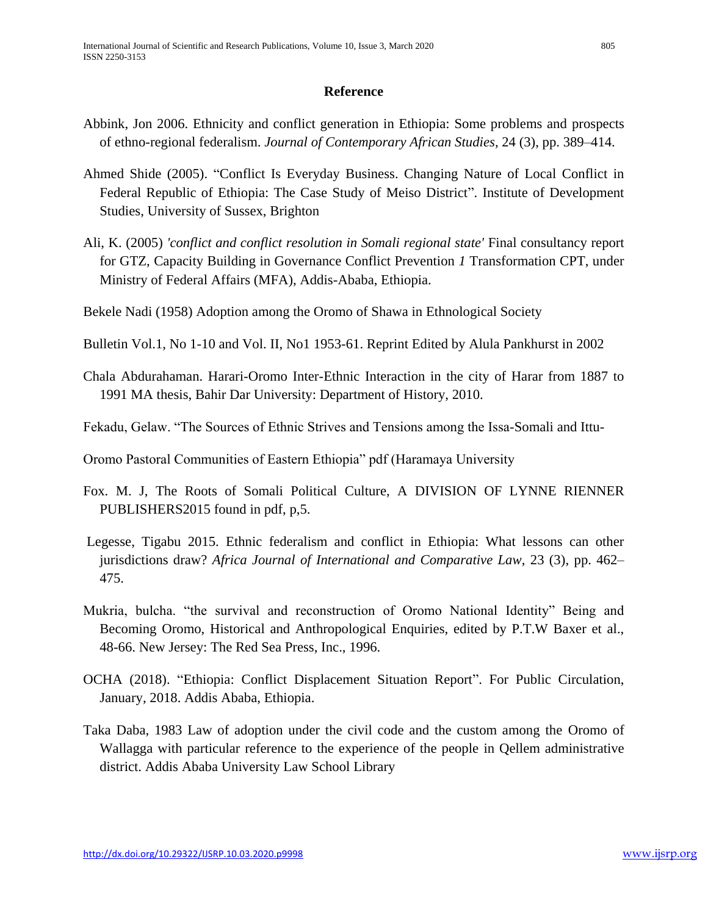## Reference

Abbink, Jon 2006. Ethnicity and conflict generation in Ethiopia: Some problems and prospects of ethno-regional federalism. *Journal of Contemporary African Studies*, 24 (3), pp. 389–414.

Ahmed Shide (2005). "Conflict Is Everyday Business. Changing Nature of Local Conflict in Federal Republic of Ethiopia: The Case Study of Meiso District". Institute of Development Studies, University of Sussex, Brighton

Ali, K. (2005) *'conflict and conflict resolution in Somali regional state'* Final consultancy report for GTZ, Capacity Building in Governance Conflict Prevention *1* Transformation CPT, under Ministry of Federal Affairs (MFA), Addis-Ababa, Ethiopia.

Bekele Nadi (1958) Adoption among the Oromo of Shawa in Ethnological Society

Bulletin Vol.1, No 1-10 and Vol. II, No1 1953-61. Reprint Edited by Alula Pankhurst in 2002

Chala Abdurahaman. Harari-Oromo Inter-Ethnic Interaction in the city of Harar from 1887 to 1991 MA thesis, Bahir Dar University: Department of History, 2010.

Fekadu, Gelaw. "The Sources of Ethnic Strives and Tensions among the Issa-Somali and Ittu-

Oromo Pastoral Communities of Eastern Ethiopia" pdf (Haramaya University

Fox. M. J, The Roots of Somali Political Culture, A DIVISION OF LYNNE RIENNER PUBLISHERS2015 found in pdf, p,5.

Legesse, Tigabu 2015. Ethnic federalism and conflict in Ethiopia: What lessons can other jurisdictions draw? *Africa Journal of International and Comparative Law*, 23 (3), pp. 462–475.

Mukria, bulcha. "the survival and reconstruction of Oromo National Identity" Being and Becoming Oromo, Historical and Anthropological Enquiries, edited by P.T.W Baxer et al., 48-66. New Jersey: The Red Sea Press, Inc., 1996.

OCHA (2018). "Ethiopia: Conflict Displacement Situation Report". For Public Circulation, January, 2018. Addis Ababa, Ethiopia.

Taka Daba, 1983 Law of adoption under the civil code and the custom among the Oromo of Wallagga with particular reference to the experience of the people in Qellem administrative district. Addis Ababa University Law School Library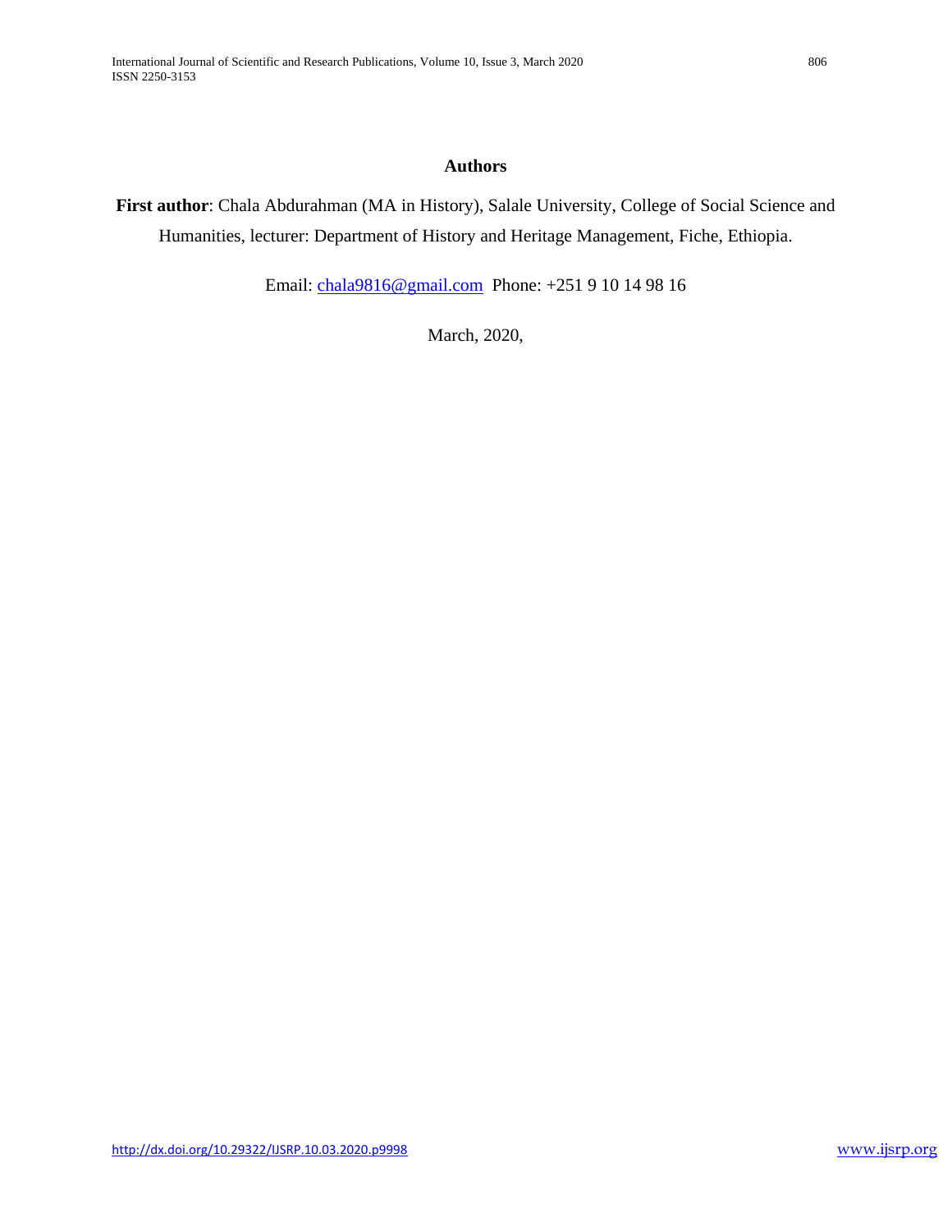## Authors

**First author**: Chala Abdurahman (MA in History), Salale University, College of Social Science and Humanities, lecturer: Department of History and Heritage Management, Fiche, Ethiopia.

Email: chala9816@gmail.com Phone: +251 9 10 14 98 16

March, 2020,